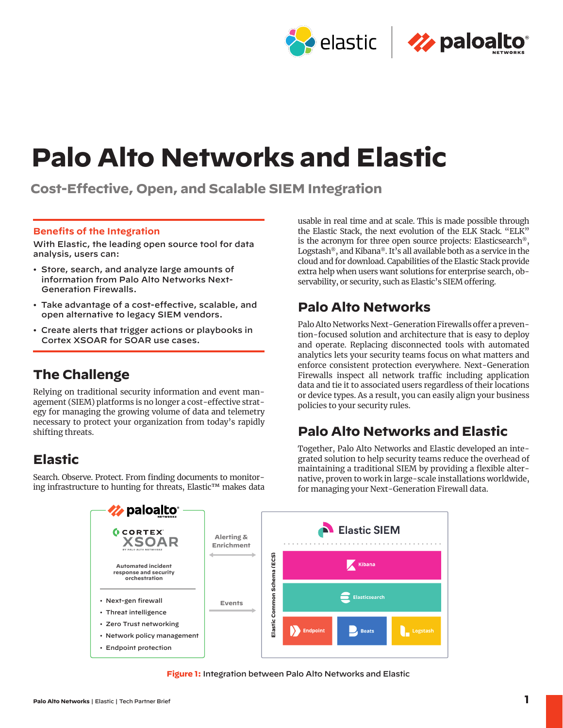# Palo Alto Networks and Elastic

## Cost-Effective, Open, and Scalable SIEM Integration

### Benefits of the Integration

With Elastic, the leading open source tool for data analysis, users can:

- Store, search, and analyze large amounts of information from Palo Alto Networks Next-Generation Firewalls.
- Take advantage of a cost-effective, scalable, and open alternative to legacy SIEM vendors.
- Create alerts that trigger actions or playbooks in Cortex XSOAR for SOAR use cases.

## The Challenge

Relying on traditional security information and event management (SIEM) platforms is no longer a cost-effective strategy for managing the growing volume of data and telemetry necessary to protect your organization from today's rapidly shifting threats.

## Elastic

Search. Observe. Protect. From finding documents to monitoring infrastructure to hunting for threats, Elastic™ makes data usable in real time and at scale. This is made possible through the Elastic Stack, the next evolution of the ELK Stack. "ELK" is the acronym for three open source projects: Elasticsearch®, Logstash®, and Kibana®. It's all available both as a service in the cloud and for download. Capabilities of the Elastic Stack provide extra help when users want solutions for enterprise search, observability, or security, such as Elastic's SIEM offering.

## Palo Alto Networks

Palo Alto Networks Next-Generation Firewalls offer a prevention-focused solution and architecture that is easy to deploy and operate. Replacing disconnected tools with automated analytics lets your security teams focus on what matters and enforce consistent protection everywhere. Next-Generation Firewalls inspect all network traffic including application data and tie it to associated users regardless of their locations or device types. As a result, you can easily align your business policies to your security rules.

## Palo Alto Networks and Elastic

Together, Palo Alto Networks and Elastic developed an integrated solution to help security teams reduce the overhead of maintaining a traditional SIEM by providing a flexible alternative, proven to work in large-scale installations worldwide, for managing your Next-Generation Firewall data.

paloalto NETWORKS

CORTEX XSOAR BY PALO ALTO NETWORKS

Automated incident response and security orchestration

- Next-gen firewall
- Threat intelligence
- Zero Trust networking
- Network policy management
- Endpoint protection

Alerting & Enrichment

Events

Elastic Common Schema (ECS)

Elastic SIEM

Kibana

Elasticsearch

Endpoint | Beats | Logstash

**Figure 1:** Integration between Palo Alto Networks and Elastic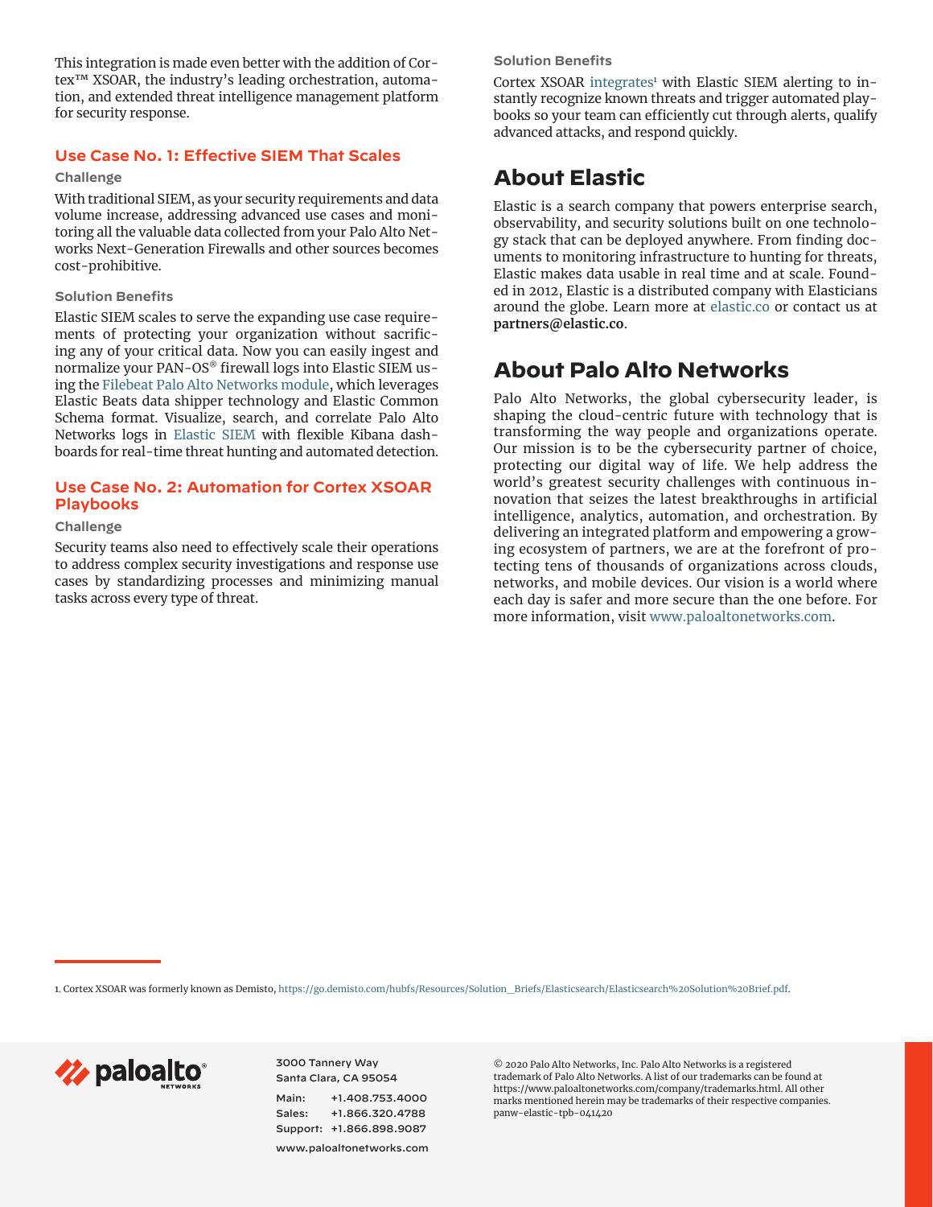This integration is made even better with the addition of Cortex™ XSOAR, the industry's leading orchestration, automation, and extended threat intelligence management platform for security response.

## Use Case No. 1: Effective SIEM That Scales

### Challenge

With traditional SIEM, as your security requirements and data volume increase, addressing advanced use cases and monitoring all the valuable data collected from your Palo Alto Networks Next-Generation Firewalls and other sources becomes cost-prohibitive.

### Solution Benefits

Elastic SIEM scales to serve the expanding use case requirements of protecting your organization without sacrificing any of your critical data. Now you can easily ingest and normalize your PAN-OS® firewall logs into Elastic SIEM using the Filebeat Palo Alto Networks module, which leverages Elastic Beats data shipper technology and Elastic Common Schema format. Visualize, search, and correlate Palo Alto Networks logs in Elastic SIEM with flexible Kibana dashboards for real-time threat hunting and automated detection.

## Use Case No. 2: Automation for Cortex XSOAR Playbooks

### Challenge

Security teams also need to effectively scale their operations to address complex security investigations and response use cases by standardizing processes and minimizing manual tasks across every type of threat.

### Solution Benefits

Cortex XSOAR integrates[1] with Elastic SIEM alerting to instantly recognize known threats and trigger automated playbooks so your team can efficiently cut through alerts, qualify advanced attacks, and respond quickly.

# About Elastic

Elastic is a search company that powers enterprise search, observability, and security solutions built on one technology stack that can be deployed anywhere. From finding documents to monitoring infrastructure to hunting for threats, Elastic makes data usable in real time and at scale. Founded in 2012, Elastic is a distributed company with Elasticians around the globe. Learn more at elastic.co or contact us at **partners@elastic.co**.

# About Palo Alto Networks

Palo Alto Networks, the global cybersecurity leader, is shaping the cloud-centric future with technology that is transforming the way people and organizations operate. Our mission is to be the cybersecurity partner of choice, protecting our digital way of life. We help address the world's greatest security challenges with continuous innovation that seizes the latest breakthroughs in artificial intelligence, analytics, automation, and orchestration. By delivering an integrated platform and empowering a growing ecosystem of partners, we are at the forefront of protecting tens of thousands of organizations across clouds, networks, and mobile devices. Our vision is a world where each day is safer and more secure than the one before. For more information, visit www.paloaltonetworks.com.

1. Cortex XSOAR was formerly known as Demisto, https://go.demisto.com/hubfs/Resources/Solution_Briefs/Elasticsearch/Elasticsearch%20Solution%20Brief.pdf.

3000 Tannery Way
Santa Clara, CA 95054

Main: +1.408.753.4000
Sales: +1.866.320.4788
Support: +1.866.898.9087

www.paloaltonetworks.com

© 2020 Palo Alto Networks, Inc. Palo Alto Networks is a registered trademark of Palo Alto Networks. A list of our trademarks can be found at https://www.paloaltonetworks.com/company/trademarks.html. All other marks mentioned herein may be trademarks of their respective companies. panw-elastic-tpb-041420